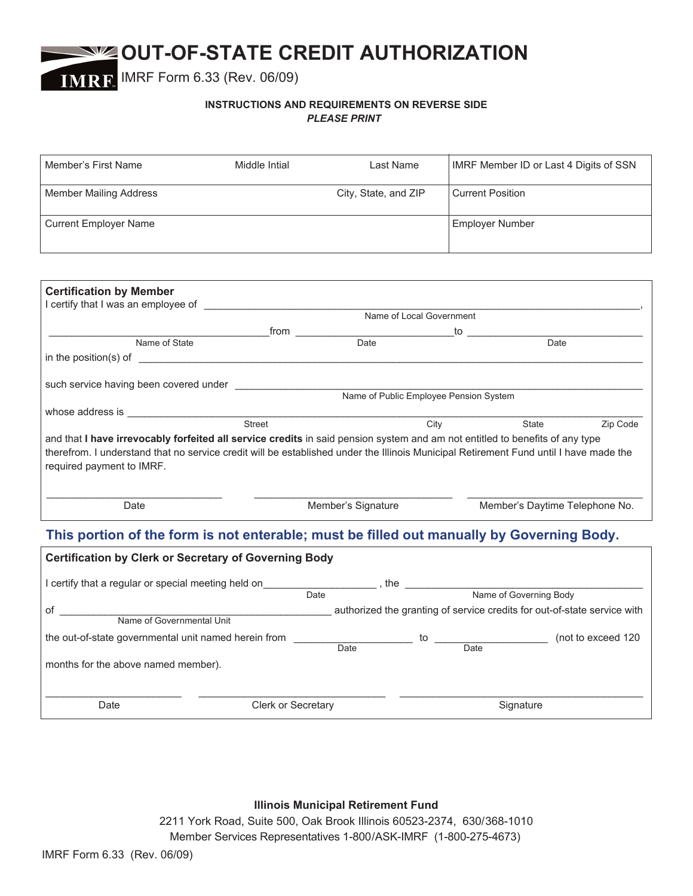# OUT-OF-STATE CREDIT AUTHORIZATION

IMRF Form 6.33 (Rev. 06/09)

**INSTRUCTIONS AND REQUIREMENTS ON REVERSE SIDE**

***PLEASE PRINT***

| Member's First Name | Middle Intial | Last Name | IMRF Member ID or Last 4 Digits of SSN |
|---|---|---|---|
| Member Mailing Address | | City, State, and ZIP | Current Position |
| Current Employer Name | | | Employer Number |

**Certification by Member**

I certify that I was an employee of ______________________________________________,
Name of Local Government

______________________ from ______________________ to ______________________
Name of State — Date — Date

in the position(s) of ______________________________________________

such service having been covered under ______________________________________________
Name of Public Employee Pension System

whose address is ______________________________________________
Street — City — State — Zip Code

and that **I have irrevocably forfeited all service credits** in said pension system and am not entitled to benefits of any type therefrom. I understand that no service credit will be established under the Illinois Municipal Retirement Fund until I have made the required payment to IMRF.

______________________ ______________________ ______________________
Date — Member's Signature — Member's Daytime Telephone No.

**This portion of the form is not enterable; must be filled out manually by Governing Body.**

**Certification by Clerk or Secretary of Governing Body**

I certify that a regular or special meeting held on______________________ , the ______________________
Date — Name of Governing Body

of ______________________ authorized the granting of service credits for out-of-state service with
Name of Governmental Unit

the out-of-state governmental unit named herein from ______________________ to ______________________ (not to exceed 120
Date — Date

months for the above named member).

______________________ ______________________ ______________________
Date — Clerk or Secretary — Signature

**Illinois Municipal Retirement Fund**

2211 York Road, Suite 500, Oak Brook Illinois 60523-2374, 630/368-1010

Member Services Representatives 1-800/ASK-IMRF (1-800-275-4673)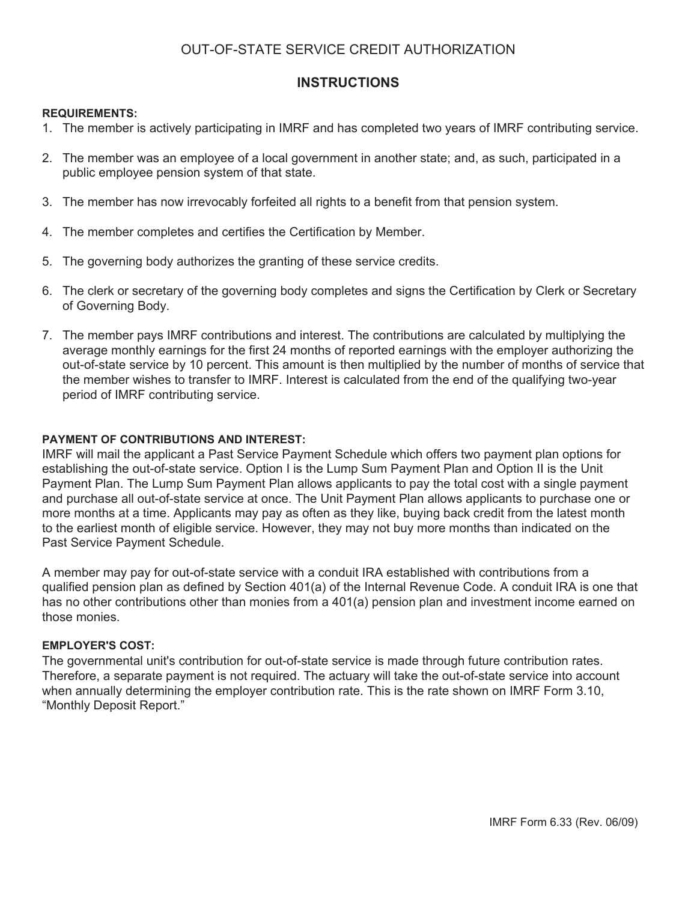# OUT-OF-STATE SERVICE CREDIT AUTHORIZATION

## INSTRUCTIONS

**REQUIREMENTS:**

1. The member is actively participating in IMRF and has completed two years of IMRF contributing service.
2. The member was an employee of a local government in another state; and, as such, participated in a public employee pension system of that state.
3. The member has now irrevocably forfeited all rights to a benefit from that pension system.
4. The member completes and certifies the Certification by Member.
5. The governing body authorizes the granting of these service credits.
6. The clerk or secretary of the governing body completes and signs the Certification by Clerk or Secretary of Governing Body.
7. The member pays IMRF contributions and interest. The contributions are calculated by multiplying the average monthly earnings for the first 24 months of reported earnings with the employer authorizing the out-of-state service by 10 percent. This amount is then multiplied by the number of months of service that the member wishes to transfer to IMRF. Interest is calculated from the end of the qualifying two-year period of IMRF contributing service.

**PAYMENT OF CONTRIBUTIONS AND INTEREST:**

IMRF will mail the applicant a Past Service Payment Schedule which offers two payment plan options for establishing the out-of-state service. Option I is the Lump Sum Payment Plan and Option II is the Unit Payment Plan. The Lump Sum Payment Plan allows applicants to pay the total cost with a single payment and purchase all out-of-state service at once. The Unit Payment Plan allows applicants to purchase one or more months at a time. Applicants may pay as often as they like, buying back credit from the latest month to the earliest month of eligible service. However, they may not buy more months than indicated on the Past Service Payment Schedule.

A member may pay for out-of-state service with a conduit IRA established with contributions from a qualified pension plan as defined by Section 401(a) of the Internal Revenue Code. A conduit IRA is one that has no other contributions other than monies from a 401(a) pension plan and investment income earned on those monies.

**EMPLOYER'S COST:**

The governmental unit's contribution for out-of-state service is made through future contribution rates. Therefore, a separate payment is not required. The actuary will take the out-of-state service into account when annually determining the employer contribution rate. This is the rate shown on IMRF Form 3.10, "Monthly Deposit Report."

IMRF Form 6.33 (Rev. 06/09)